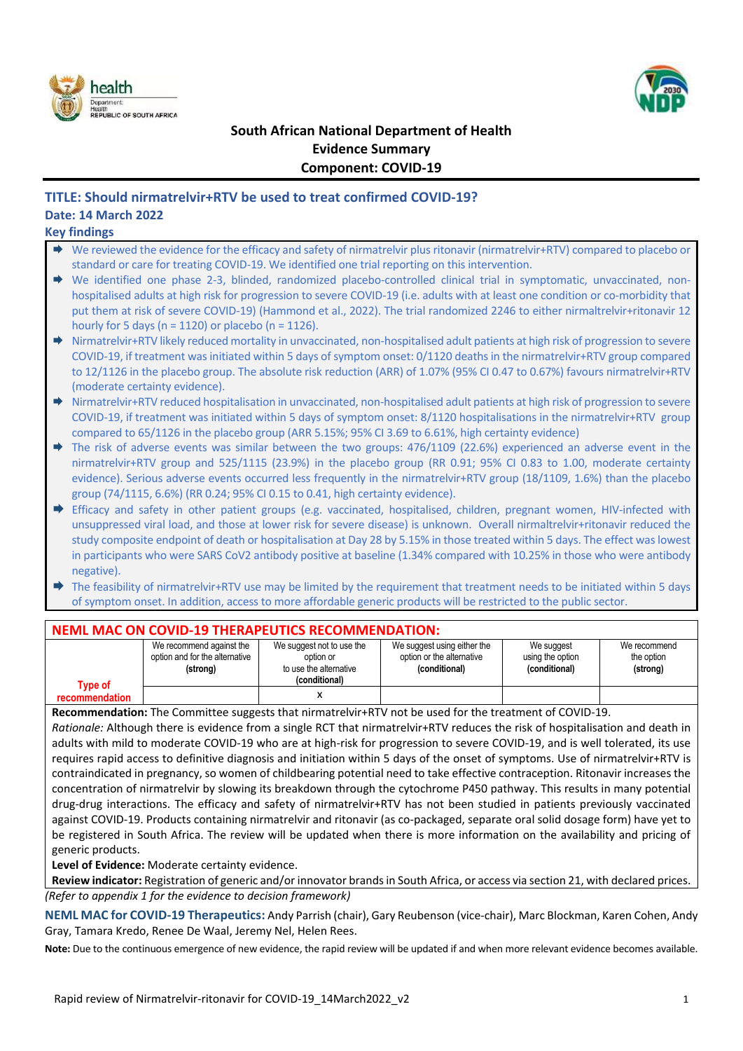health
Department: Health
REPUBLIC OF SOUTH AFRICA

**South African National Department of Health**
**Evidence Summary**
**Component: COVID-19**

## TITLE: Should nirmatrelvir+RTV be used to treat confirmed COVID-19?

**Date: 14 March 2022**

### Key findings

- We reviewed the evidence for the efficacy and safety of nirmatrelvir plus ritonavir (nirmatrelvir+RTV) compared to placebo or standard or care for treating COVID-19. We identified one trial reporting on this intervention.
- We identified one phase 2-3, blinded, randomized placebo-controlled clinical trial in symptomatic, unvaccinated, non-hospitalised adults at high risk for progression to severe COVID-19 (i.e. adults with at least one condition or co-morbidity that put them at risk of severe COVID-19) (Hammond et al., 2022). The trial randomized 2246 to either nirmaltrelvir+ritonavir 12 hourly for 5 days (n = 1120) or placebo (n = 1126).
- Nirmatrelvir+RTV likely reduced mortality in unvaccinated, non-hospitalised adult patients at high risk of progression to severe COVID-19, if treatment was initiated within 5 days of symptom onset: 0/1120 deaths in the nirmatrelvir+RTV group compared to 12/1126 in the placebo group. The absolute risk reduction (ARR) of 1.07% (95% CI 0.47 to 0.67%) favours nirmatrelvir+RTV (moderate certainty evidence).
- Nirmatrelvir+RTV reduced hospitalisation in unvaccinated, non-hospitalised adult patients at high risk of progression to severe COVID-19, if treatment was initiated within 5 days of symptom onset: 8/1120 hospitalisations in the nirmatrelvir+RTV group compared to 65/1126 in the placebo group (ARR 5.15%; 95% CI 3.69 to 6.61%, high certainty evidence)
- The risk of adverse events was similar between the two groups: 476/1109 (22.6%) experienced an adverse event in the nirmatrelvir+RTV group and 525/1115 (23.9%) in the placebo group (RR 0.91; 95% CI 0.83 to 1.00, moderate certainty evidence). Serious adverse events occurred less frequently in the nirmatrelvir+RTV group (18/1109, 1.6%) than the placebo group (74/1115, 6.6%) (RR 0.24; 95% CI 0.15 to 0.41, high certainty evidence).
- Efficacy and safety in other patient groups (e.g. vaccinated, hospitalised, children, pregnant women, HIV-infected with unsuppressed viral load, and those at lower risk for severe disease) is unknown. Overall nirmaltrelvir+ritonavir reduced the study composite endpoint of death or hospitalisation at Day 28 by 5.15% in those treated within 5 days. The effect was lowest in participants who were SARS CoV2 antibody positive at baseline (1.34% compared with 10.25% in those who were antibody negative).
- The feasibility of nirmatrelvir+RTV use may be limited by the requirement that treatment needs to be initiated within 5 days of symptom onset. In addition, access to more affordable generic products will be restricted to the public sector.

### NEML MAC ON COVID-19 THERAPEUTICS RECOMMENDATION:

| | We recommend against the option and for the alternative **(strong)** | We suggest not to use the option or to use the alternative **(conditional)** | We suggest using either the option or the alternative **(conditional)** | We suggest using the option **(conditional)** | We recommend the option **(strong)** |
|---|---|---|---|---|---|
| **Type of recommendation** | | X | | | |

**Recommendation:** The Committee suggests that nirmatrelvir+RTV not be used for the treatment of COVID-19.

*Rationale:* Although there is evidence from a single RCT that nirmatrelvir+RTV reduces the risk of hospitalisation and death in adults with mild to moderate COVID-19 who are at high-risk for progression to severe COVID-19, and is well tolerated, its use requires rapid access to definitive diagnosis and initiation within 5 days of the onset of symptoms. Use of nirmatrelvir+RTV is contraindicated in pregnancy, so women of childbearing potential need to take effective contraception. Ritonavir increases the concentration of nirmatrelvir by slowing its breakdown through the cytochrome P450 pathway. This results in many potential drug-drug interactions. The efficacy and safety of nirmatrelvir+RTV has not been studied in patients previously vaccinated against COVID-19. Products containing nirmatrelvir and ritonavir (as co-packaged, separate oral solid dosage form) have yet to be registered in South Africa. The review will be updated when there is more information on the availability and pricing of generic products.

**Level of Evidence:** Moderate certainty evidence.

**Review indicator:** Registration of generic and/or innovator brands in South Africa, or access via section 21, with declared prices.

*(Refer to appendix 1 for the evidence to decision framework)*

**NEML MAC for COVID-19 Therapeutics:** Andy Parrish (chair), Gary Reubenson (vice-chair), Marc Blockman, Karen Cohen, Andy Gray, Tamara Kredo, Renee De Waal, Jeremy Nel, Helen Rees.

**Note:** Due to the continuous emergence of new evidence, the rapid review will be updated if and when more relevant evidence becomes available.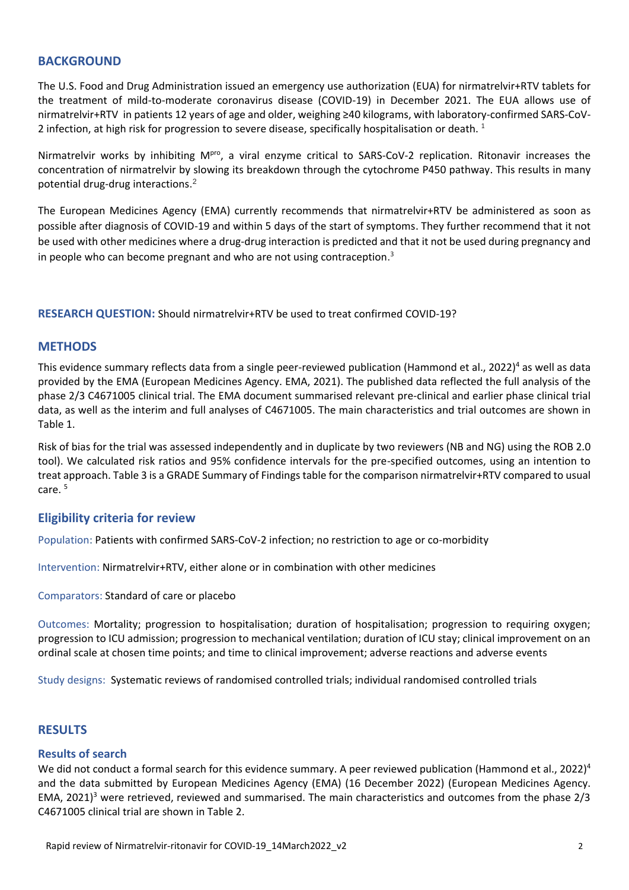## BACKGROUND

The U.S. Food and Drug Administration issued an emergency use authorization (EUA) for nirmatrelvir+RTV tablets for the treatment of mild-to-moderate coronavirus disease (COVID-19) in December 2021. The EUA allows use of nirmatrelvir+RTV in patients 12 years of age and older, weighing ≥40 kilograms, with laboratory-confirmed SARS-CoV-2 infection, at high risk for progression to severe disease, specifically hospitalisation or death. [1]

Nirmatrelvir works by inhibiting $M^{pro}$, a viral enzyme critical to SARS-CoV-2 replication. Ritonavir increases the concentration of nirmatrelvir by slowing its breakdown through the cytochrome P450 pathway. This results in many potential drug-drug interactions.[2]

The European Medicines Agency (EMA) currently recommends that nirmatrelvir+RTV be administered as soon as possible after diagnosis of COVID-19 and within 5 days of the start of symptoms. They further recommend that it not be used with other medicines where a drug-drug interaction is predicted and that it not be used during pregnancy and in people who can become pregnant and who are not using contraception.[3]

**RESEARCH QUESTION:** Should nirmatrelvir+RTV be used to treat confirmed COVID-19?

## METHODS

This evidence summary reflects data from a single peer-reviewed publication (Hammond et al., 2022)[4] as well as data provided by the EMA (European Medicines Agency. EMA, 2021). The published data reflected the full analysis of the phase 2/3 C4671005 clinical trial. The EMA document summarised relevant pre-clinical and earlier phase clinical trial data, as well as the interim and full analyses of C4671005. The main characteristics and trial outcomes are shown in Table 1.

Risk of bias for the trial was assessed independently and in duplicate by two reviewers (NB and NG) using the ROB 2.0 tool). We calculated risk ratios and 95% confidence intervals for the pre-specified outcomes, using an intention to treat approach. Table 3 is a GRADE Summary of Findings table for the comparison nirmatrelvir+RTV compared to usual care. [5]

### Eligibility criteria for review

Population: Patients with confirmed SARS-CoV-2 infection; no restriction to age or co-morbidity

Intervention: Nirmatrelvir+RTV, either alone or in combination with other medicines

Comparators: Standard of care or placebo

Outcomes: Mortality; progression to hospitalisation; duration of hospitalisation; progression to requiring oxygen; progression to ICU admission; progression to mechanical ventilation; duration of ICU stay; clinical improvement on an ordinal scale at chosen time points; and time to clinical improvement; adverse reactions and adverse events

Study designs: Systematic reviews of randomised controlled trials; individual randomised controlled trials

## RESULTS

### Results of search

We did not conduct a formal search for this evidence summary. A peer reviewed publication (Hammond et al., 2022)[4] and the data submitted by European Medicines Agency (EMA) (16 December 2022) (European Medicines Agency. EMA, 2021)[3] were retrieved, reviewed and summarised. The main characteristics and outcomes from the phase 2/3 C4671005 clinical trial are shown in Table 2.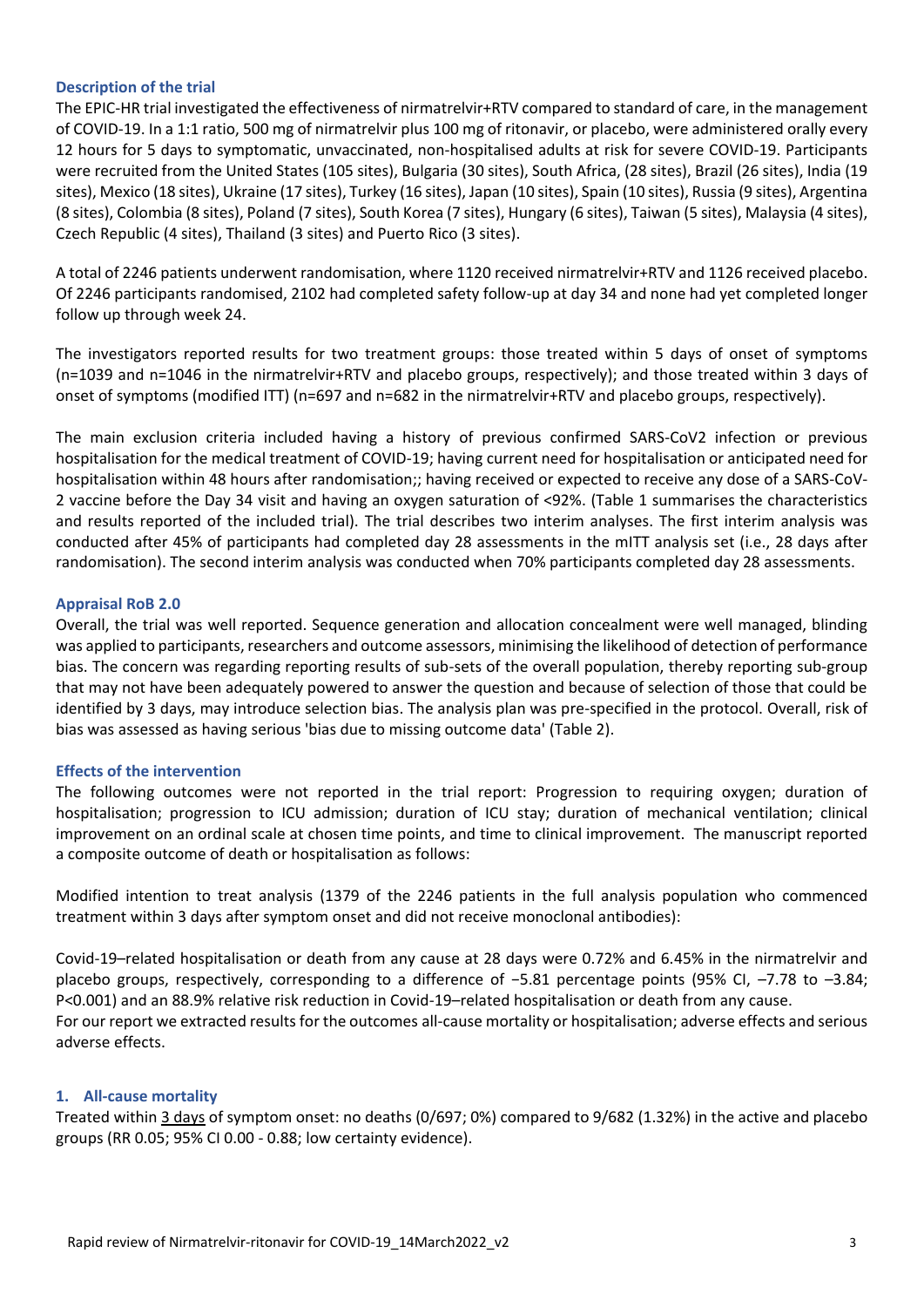### Description of the trial

The EPIC-HR trial investigated the effectiveness of nirmatrelvir+RTV compared to standard of care, in the management of COVID-19. In a 1:1 ratio, 500 mg of nirmatrelvir plus 100 mg of ritonavir, or placebo, were administered orally every 12 hours for 5 days to symptomatic, unvaccinated, non-hospitalised adults at risk for severe COVID-19. Participants were recruited from the United States (105 sites), Bulgaria (30 sites), South Africa, (28 sites), Brazil (26 sites), India (19 sites), Mexico (18 sites), Ukraine (17 sites), Turkey (16 sites), Japan (10 sites), Spain (10 sites), Russia (9 sites), Argentina (8 sites), Colombia (8 sites), Poland (7 sites), South Korea (7 sites), Hungary (6 sites), Taiwan (5 sites), Malaysia (4 sites), Czech Republic (4 sites), Thailand (3 sites) and Puerto Rico (3 sites).

A total of 2246 patients underwent randomisation, where 1120 received nirmatrelvir+RTV and 1126 received placebo. Of 2246 participants randomised, 2102 had completed safety follow-up at day 34 and none had yet completed longer follow up through week 24.

The investigators reported results for two treatment groups: those treated within 5 days of onset of symptoms (n=1039 and n=1046 in the nirmatrelvir+RTV and placebo groups, respectively); and those treated within 3 days of onset of symptoms (modified ITT) (n=697 and n=682 in the nirmatrelvir+RTV and placebo groups, respectively).

The main exclusion criteria included having a history of previous confirmed SARS-CoV2 infection or previous hospitalisation for the medical treatment of COVID-19; having current need for hospitalisation or anticipated need for hospitalisation within 48 hours after randomisation;; having received or expected to receive any dose of a SARS-CoV-2 vaccine before the Day 34 visit and having an oxygen saturation of <92%. (Table 1 summarises the characteristics and results reported of the included trial). The trial describes two interim analyses. The first interim analysis was conducted after 45% of participants had completed day 28 assessments in the mITT analysis set (i.e., 28 days after randomisation). The second interim analysis was conducted when 70% participants completed day 28 assessments.

### Appraisal RoB 2.0

Overall, the trial was well reported. Sequence generation and allocation concealment were well managed, blinding was applied to participants, researchers and outcome assessors, minimising the likelihood of detection of performance bias. The concern was regarding reporting results of sub-sets of the overall population, thereby reporting sub-group that may not have been adequately powered to answer the question and because of selection of those that could be identified by 3 days, may introduce selection bias. The analysis plan was pre-specified in the protocol. Overall, risk of bias was assessed as having serious 'bias due to missing outcome data' (Table 2).

### Effects of the intervention

The following outcomes were not reported in the trial report: Progression to requiring oxygen; duration of hospitalisation; progression to ICU admission; duration of ICU stay; duration of mechanical ventilation; clinical improvement on an ordinal scale at chosen time points, and time to clinical improvement. The manuscript reported a composite outcome of death or hospitalisation as follows:

Modified intention to treat analysis (1379 of the 2246 patients in the full analysis population who commenced treatment within 3 days after symptom onset and did not receive monoclonal antibodies):

Covid-19–related hospitalisation or death from any cause at 28 days were 0.72% and 6.45% in the nirmatrelvir and placebo groups, respectively, corresponding to a difference of −5.81 percentage points (95% CI, –7.78 to –3.84; P<0.001) and an 88.9% relative risk reduction in Covid-19–related hospitalisation or death from any cause.
For our report we extracted results for the outcomes all-cause mortality or hospitalisation; adverse effects and serious adverse effects.

#### 1. All-cause mortality

Treated within 3 days of symptom onset: no deaths (0/697; 0%) compared to 9/682 (1.32%) in the active and placebo groups (RR 0.05; 95% CI 0.00 - 0.88; low certainty evidence).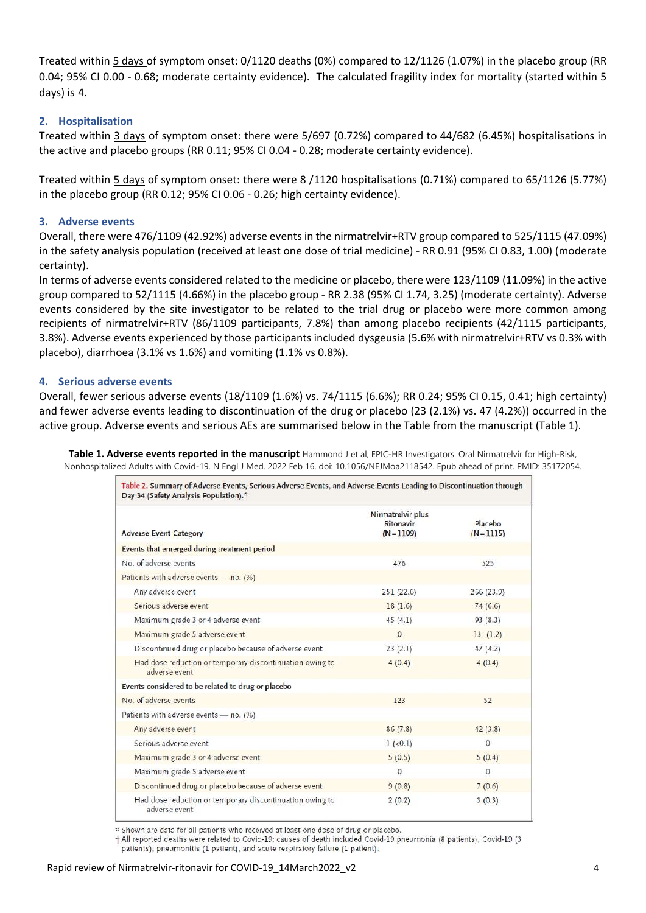Treated within 5 days of symptom onset: 0/1120 deaths (0%) compared to 12/1126 (1.07%) in the placebo group (RR 0.04; 95% CI 0.00 - 0.68; moderate certainty evidence). The calculated fragility index for mortality (started within 5 days) is 4.

## 2. Hospitalisation

Treated within 3 days of symptom onset: there were 5/697 (0.72%) compared to 44/682 (6.45%) hospitalisations in the active and placebo groups (RR 0.11; 95% CI 0.04 - 0.28; moderate certainty evidence).

Treated within 5 days of symptom onset: there were 8 /1120 hospitalisations (0.71%) compared to 65/1126 (5.77%) in the placebo group (RR 0.12; 95% CI 0.06 - 0.26; high certainty evidence).

## 3. Adverse events

Overall, there were 476/1109 (42.92%) adverse events in the nirmatrelvir+RTV group compared to 525/1115 (47.09%) in the safety analysis population (received at least one dose of trial medicine) - RR 0.91 (95% CI 0.83, 1.00) (moderate certainty).

In terms of adverse events considered related to the medicine or placebo, there were 123/1109 (11.09%) in the active group compared to 52/1115 (4.66%) in the placebo group - RR 2.38 (95% CI 1.74, 3.25) (moderate certainty). Adverse events considered by the site investigator to be related to the trial drug or placebo were more common among recipients of nirmatrelvir+RTV (86/1109 participants, 7.8%) than among placebo recipients (42/1115 participants, 3.8%). Adverse events experienced by those participants included dysgeusia (5.6% with nirmatrelvir+RTV vs 0.3% with placebo), diarrhoea (3.1% vs 1.6%) and vomiting (1.1% vs 0.8%).

## 4. Serious adverse events

Overall, fewer serious adverse events (18/1109 (1.6%) vs. 74/1115 (6.6%); RR 0.24; 95% CI 0.15, 0.41; high certainty) and fewer adverse events leading to discontinuation of the drug or placebo (23 (2.1%) vs. 47 (4.2%)) occurred in the active group. Adverse events and serious AEs are summarised below in the Table from the manuscript (Table 1).

**Table 1. Adverse events reported in the manuscript** Hammond J et al; EPIC-HR Investigators. Oral Nirmatrelvir for High-Risk, Nonhospitalized Adults with Covid-19. N Engl J Med. 2022 Feb 16. doi: 10.1056/NEJMoa2118542. Epub ahead of print. PMID: 35172054.

Table 2. Summary of Adverse Events, Serious Adverse Events, and Adverse Events Leading to Discontinuation through Day 34 (Safety Analysis Population).*

| Adverse Event Category | Nirmatrelvir plus Ritonavir (N=1109) | Placebo (N=1115) |
|---|---|---|
| **Events that emerged during treatment period** | | |
| No. of adverse events | 476 | 525 |
| Patients with adverse events — no. (%) | | |
| Any adverse event | 251 (22.6) | 266 (23.9) |
| Serious adverse event | 18 (1.6) | 74 (6.6) |
| Maximum grade 3 or 4 adverse event | 45 (4.1) | 93 (8.3) |
| Maximum grade 5 adverse event | 0 | 13† (1.2) |
| Discontinued drug or placebo because of adverse event | 23 (2.1) | 47 (4.2) |
| Had dose reduction or temporary discontinuation owing to adverse event | 4 (0.4) | 4 (0.4) |
| **Events considered to be related to drug or placebo** | | |
| No. of adverse events | 123 | 52 |
| Patients with adverse events — no. (%) | | |
| Any adverse event | 86 (7.8) | 42 (3.8) |
| Serious adverse event | 1 (<0.1) | 0 |
| Maximum grade 3 or 4 adverse event | 5 (0.5) | 5 (0.4) |
| Maximum grade 5 adverse event | 0 | 0 |
| Discontinued drug or placebo because of adverse event | 9 (0.8) | 7 (0.6) |
| Had dose reduction or temporary discontinuation owing to adverse event | 2 (0.2) | 3 (0.3) |

\* Shown are data for all patients who received at least one dose of drug or placebo.
† All reported deaths were related to Covid-19; causes of death included Covid-19 pneumonia (8 patients), Covid-19 (3 patients), pneumonitis (1 patient), and acute respiratory failure (1 patient).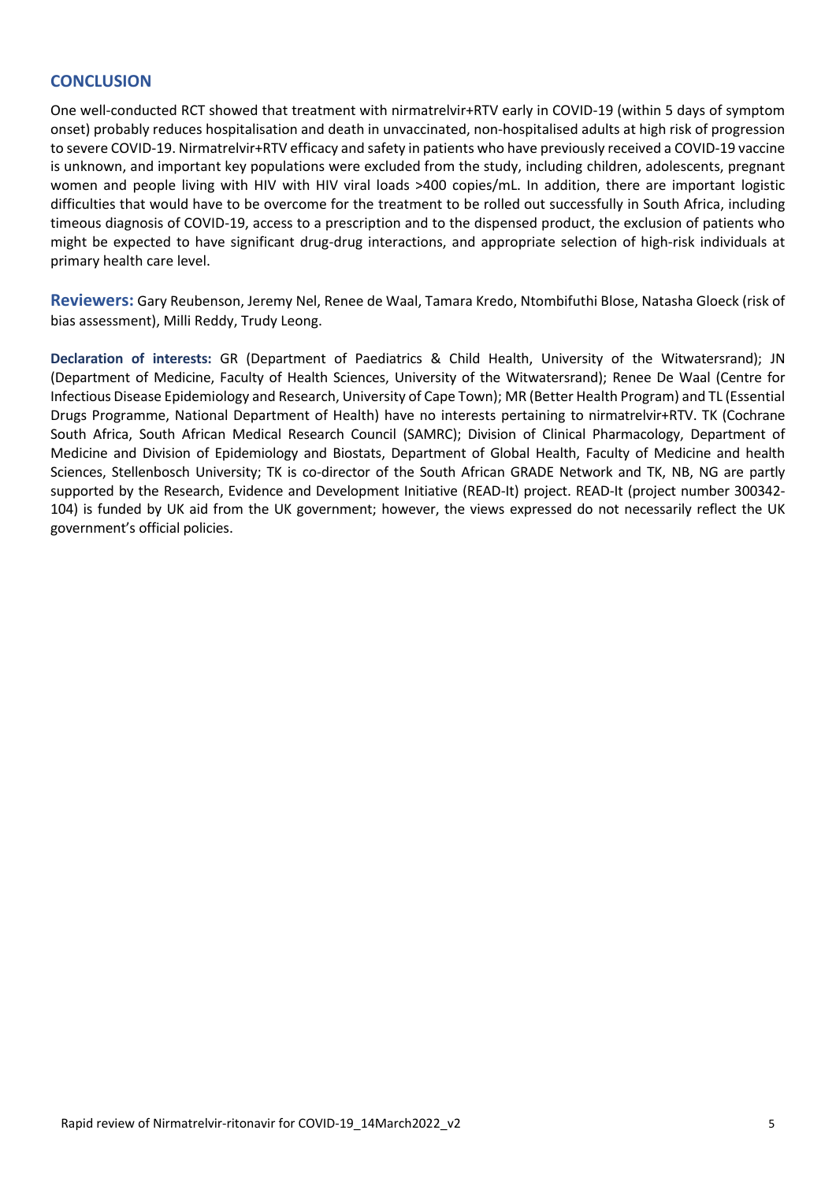## CONCLUSION

One well-conducted RCT showed that treatment with nirmatrelvir+RTV early in COVID-19 (within 5 days of symptom onset) probably reduces hospitalisation and death in unvaccinated, non-hospitalised adults at high risk of progression to severe COVID-19. Nirmatrelvir+RTV efficacy and safety in patients who have previously received a COVID-19 vaccine is unknown, and important key populations were excluded from the study, including children, adolescents, pregnant women and people living with HIV with HIV viral loads >400 copies/mL. In addition, there are important logistic difficulties that would have to be overcome for the treatment to be rolled out successfully in South Africa, including timeous diagnosis of COVID-19, access to a prescription and to the dispensed product, the exclusion of patients who might be expected to have significant drug-drug interactions, and appropriate selection of high-risk individuals at primary health care level.

**Reviewers:** Gary Reubenson, Jeremy Nel, Renee de Waal, Tamara Kredo, Ntombifuthi Blose, Natasha Gloeck (risk of bias assessment), Milli Reddy, Trudy Leong.

**Declaration of interests:** GR (Department of Paediatrics & Child Health, University of the Witwatersrand); JN (Department of Medicine, Faculty of Health Sciences, University of the Witwatersrand); Renee De Waal (Centre for Infectious Disease Epidemiology and Research, University of Cape Town); MR (Better Health Program) and TL (Essential Drugs Programme, National Department of Health) have no interests pertaining to nirmatrelvir+RTV. TK (Cochrane South Africa, South African Medical Research Council (SAMRC); Division of Clinical Pharmacology, Department of Medicine and Division of Epidemiology and Biostats, Department of Global Health, Faculty of Medicine and health Sciences, Stellenbosch University; TK is co-director of the South African GRADE Network and TK, NB, NG are partly supported by the Research, Evidence and Development Initiative (READ-It) project. READ-It (project number 300342-104) is funded by UK aid from the UK government; however, the views expressed do not necessarily reflect the UK government's official policies.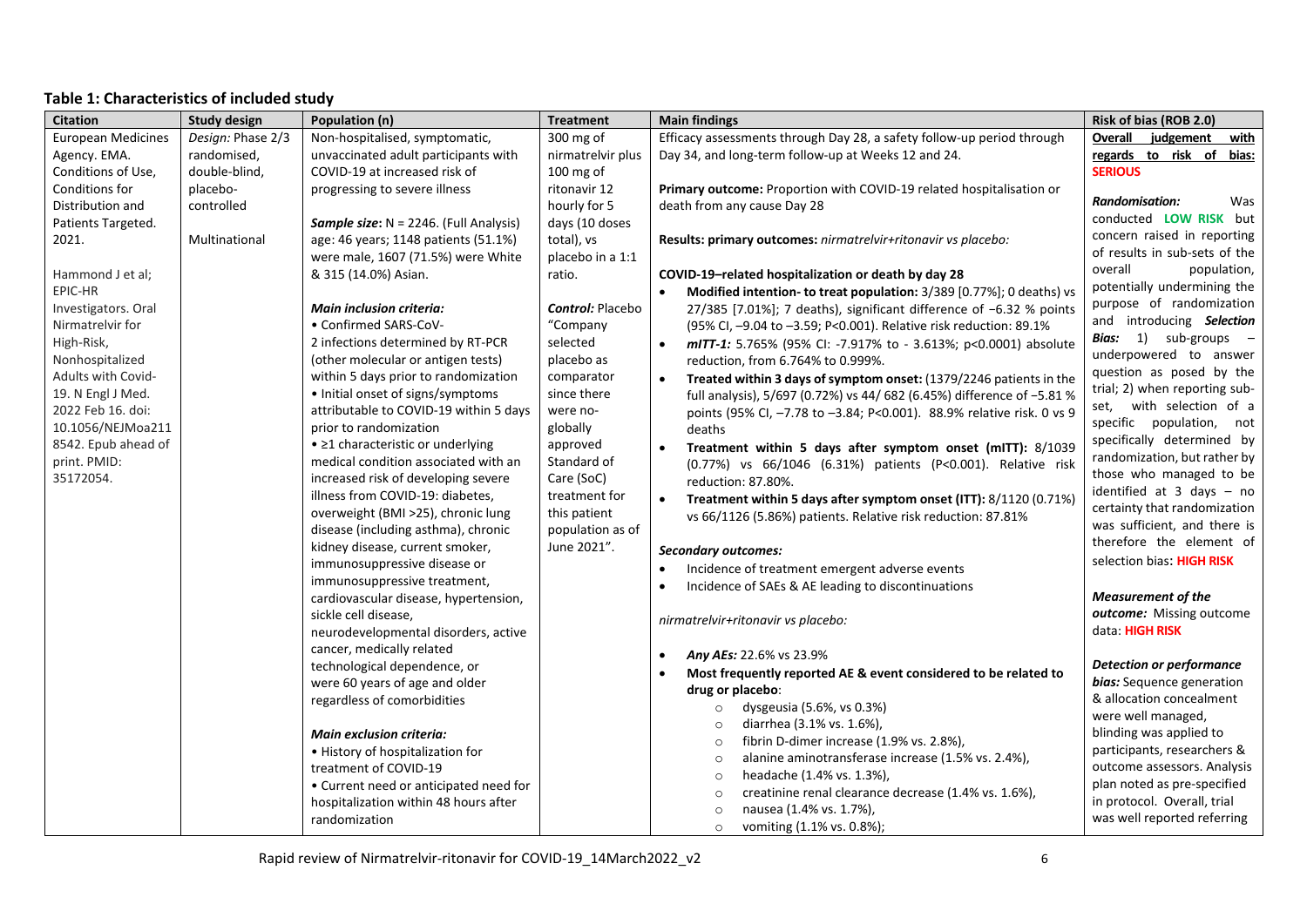## Table 1: Characteristics of included study

| Citation | Study design | Population (n) | Treatment | Main findings | Risk of bias (ROB 2.0) |
|---|---|---|---|---|---|
| European Medicines Agency. EMA. Conditions of Use, Conditions for Distribution and Patients Targeted. 2021.<br><br>Hammond J et al; EPIC-HR Investigators. Oral Nirmatrelvir for High-Risk, Nonhospitalized Adults with Covid-19. N Engl J Med. 2022 Feb 16. doi: 10.1056/NEJMoa2118542. Epub ahead of print. PMID: 35172054. | *Design:* Phase 2/3 randomised, double-blind, placebo-controlled<br><br>Multinational | Non-hospitalised, symptomatic, unvaccinated adult participants with COVID-19 at increased risk of progressing to severe illness<br><br>***Sample size:*** N = 2246. (Full Analysis) age: 46 years; 1148 patients (51.1%) were male, 1607 (71.5%) were White & 315 (14.0%) Asian.<br><br>***Main inclusion criteria:***<br>• Confirmed SARS-CoV-2 infections determined by RT-PCR (other molecular or antigen tests) within 5 days prior to randomization<br>• Initial onset of signs/symptoms attributable to COVID-19 within 5 days prior to randomization<br>• ≥1 characteristic or underlying medical condition associated with an increased risk of developing severe illness from COVID-19: diabetes, overweight (BMI >25), chronic lung disease (including asthma), chronic kidney disease, current smoker, immunosuppressive disease or immunosuppressive treatment, cardiovascular disease, hypertension, sickle cell disease, neurodevelopmental disorders, active cancer, medically related technological dependence, or were 60 years of age and older regardless of comorbidities<br><br>***Main exclusion criteria:***<br>• History of hospitalization for treatment of COVID-19<br>• Current need or anticipated need for hospitalization within 48 hours after randomization | 300 mg of nirmatrelvir plus 100 mg of ritonavir 12 hourly for 5 days (10 doses total), vs placebo in a 1:1 ratio.<br><br>***Control:*** Placebo "Company selected placebo as comparator since there were no-globally approved Standard of Care (SoC) treatment for this patient population as of June 2021". | Efficacy assessments through Day 28, a safety follow-up period through Day 34, and long-term follow-up at Weeks 12 and 24.<br><br>**Primary outcome:** Proportion with COVID-19 related hospitalisation or death from any cause Day 28<br><br>**Results: primary outcomes:** *nirmatrelvir+ritonavir vs placebo:*<br><br>**COVID-19–related hospitalization or death by day 28**<br>• **Modified intention- to treat population:** 3/389 [0.77%]; 0 deaths) vs 27/385 [7.01%]; 7 deaths), significant difference of −6.32 % points (95% CI, −9.04 to −3.59; P<0.001). Relative risk reduction: 89.1%<br>• ***mITT-1:*** 5.765% (95% CI: -7.917% to - 3.613%; p<0.0001) absolute reduction, from 6.764% to 0.999%.<br>• **Treated within 3 days of symptom onset:** (1379/2246 patients in the full analysis), 5/697 (0.72%) vs 44/ 682 (6.45%) difference of −5.81 % points (95% CI, −7.78 to −3.84; P<0.001). 88.9% relative risk. 0 vs 9 deaths<br>• **Treatment within 5 days after symptom onset (mITT):** 8/1039 (0.77%) vs 66/1046 (6.31%) patients (P<0.001). Relative risk reduction: 87.80%.<br>• **Treatment within 5 days after symptom onset (ITT):** 8/1120 (0.71%) vs 66/1126 (5.86%) patients. Relative risk reduction: 87.81%<br><br>***Secondary outcomes:***<br>• Incidence of treatment emergent adverse events<br>• Incidence of SAEs & AE leading to discontinuations<br><br>*nirmatrelvir+ritonavir vs placebo:*<br><br>• ***Any AEs:*** 22.6% vs 23.9%<br>• **Most frequently reported AE & event considered to be related to drug or placebo**:<br>  ○ dysgeusia (5.6%, vs 0.3%)<br>  ○ diarrhea (3.1% vs. 1.6%),<br>  ○ fibrin D-dimer increase (1.9% vs. 2.8%),<br>  ○ alanine aminotransferase increase (1.5% vs. 2.4%),<br>  ○ headache (1.4% vs. 1.3%),<br>  ○ creatinine renal clearance decrease (1.4% vs. 1.6%),<br>  ○ nausea (1.4% vs. 1.7%),<br>  ○ vomiting (1.1% vs. 0.8%); | **Overall judgement with regards to risk of bias: SERIOUS**<br><br>***Randomisation:*** Was conducted **LOW RISK** but concern raised in reporting of results in sub-sets of the overall population, potentially undermining the purpose of randomization and introducing ***Selection Bias:*** 1) sub-groups – underpowered to answer question as posed by the trial; 2) when reporting sub-set, with selection of a specific population, not specifically determined by randomization, but rather by those who managed to be identified at 3 days – no certainty that randomization was sufficient, and there is therefore the element of selection bias: **HIGH RISK**<br><br>***Measurement of the outcome:*** Missing outcome data: **HIGH RISK**<br><br>***Detection or performance bias:*** Sequence generation & allocation concealment were well managed, blinding was applied to participants, researchers & outcome assessors. Analysis plan noted as pre-specified in protocol. Overall, trial was well reported referring |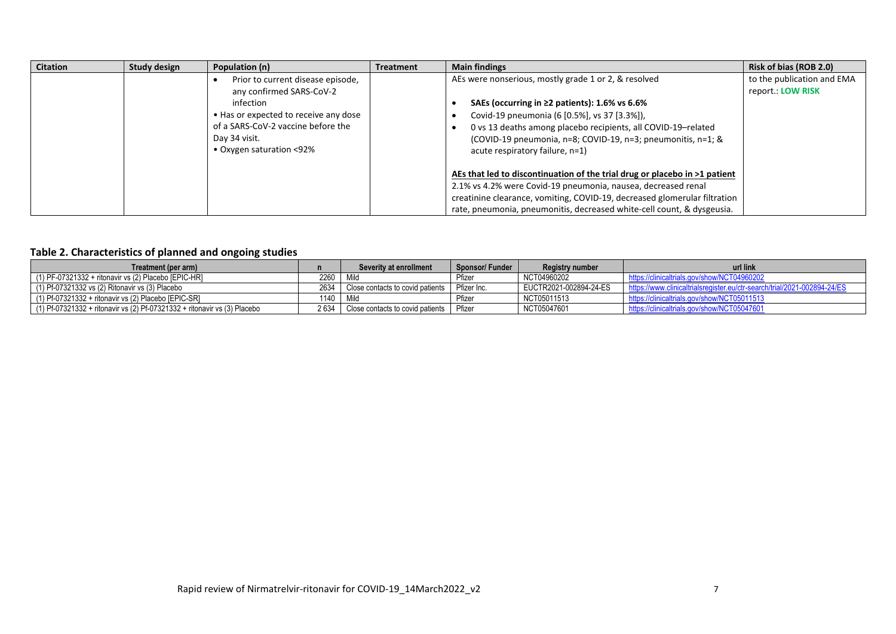| Citation | Study design | Population (n) | Treatment | Main findings | Risk of bias (ROB 2.0) |
|---|---|---|---|---|---|
| | | • Prior to current disease episode, any confirmed SARS-CoV-2 infection<br>• Has or expected to receive any dose of a SARS-CoV-2 vaccine before the Day 34 visit.<br>• Oxygen saturation <92% | | AEs were nonserious, mostly grade 1 or 2, & resolved<br><br>• **SAEs (occurring in ≥2 patients): 1.6% vs 6.6%**<br>• Covid-19 pneumonia (6 [0.5%], vs 37 [3.3%]),<br>• 0 vs 13 deaths among placebo recipients, all COVID-19–related (COVID-19 pneumonia, n=8; COVID-19, n=3; pneumonitis, n=1; & acute respiratory failure, n=1)<br><br>**AEs that led to discontinuation of the trial drug or placebo in >1 patient**<br>2.1% vs 4.2% were Covid-19 pneumonia, nausea, decreased renal creatinine clearance, vomiting, COVID-19, decreased glomerular filtration rate, pneumonia, pneumonitis, decreased white-cell count, & dysgeusia. | to the publication and EMA report.: **LOW RISK** |

## Table 2. Characteristics of planned and ongoing studies

| Treatment (per arm) | n | Severity at enrollment | Sponsor/ Funder | Registry number | url link |
|---|---|---|---|---|---|
| (1) PF-07321332 + ritonavir vs (2) Placebo [EPIC-HR] | 2260 | Mild | Pfizer | NCT04960202 | https://clinicaltrials.gov/show/NCT04960202 |
| (1) Pf-07321332 vs (2) Ritonavir vs (3) Placebo | 2634 | Close contacts to covid patients | Pfizer Inc. | EUCTR2021-002894-24-ES | https://www.clinicaltrialsregister.eu/ctr-search/trial/2021-002894-24/ES |
| (1) Pf-07321332 + ritonavir vs (2) Placebo [EPIC-SR] | 1140 | Mild | Pfizer | NCT05011513 | https://clinicaltrials.gov/show/NCT05011513 |
| (1) Pf-07321332 + ritonavir vs (2) Pf-07321332 + ritonavir vs (3) Placebo | 2 634 | Close contacts to covid patients | Pfizer | NCT05047601 | https://clinicaltrials.gov/show/NCT05047601 |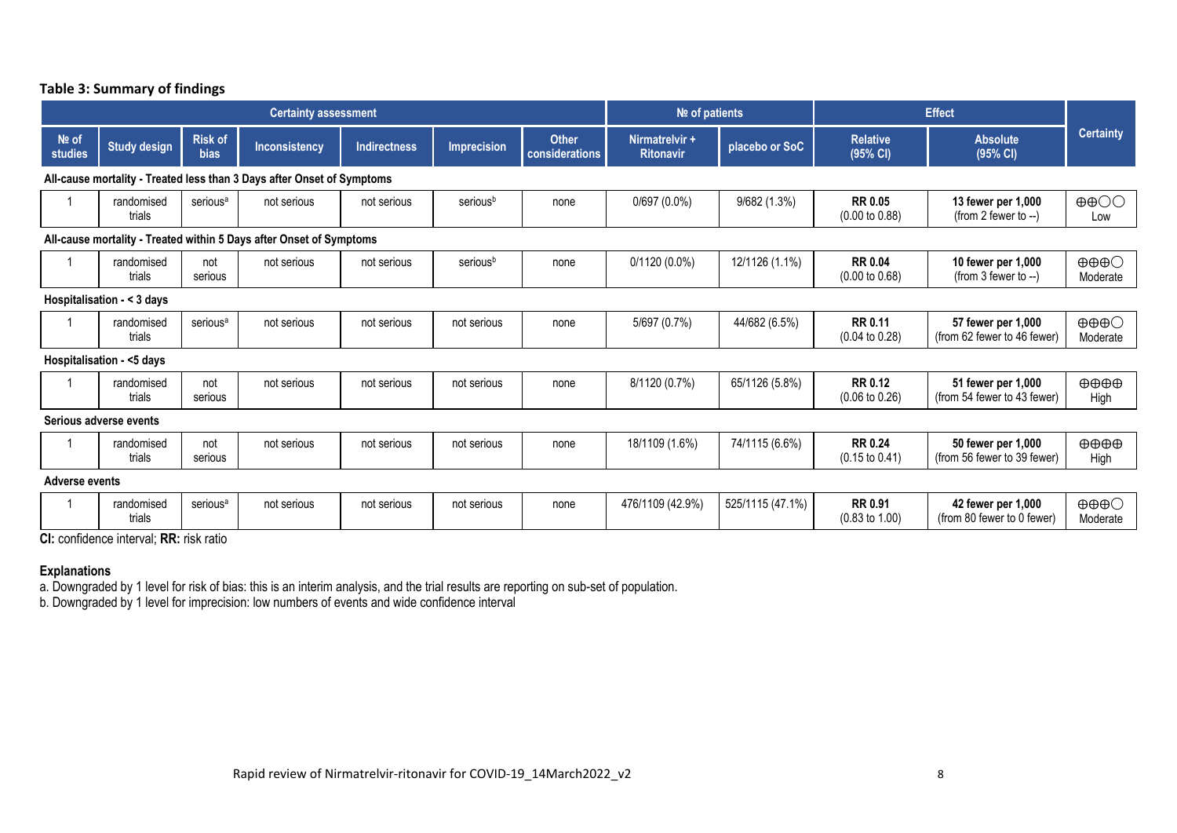**Table 3: Summary of findings**

| Certainty assessment | | | | | | | № of patients | | Effect | | Certainty |
|---|---|---|---|---|---|---|---|---|---|---|---|
| № of studies | Study design | Risk of bias | Inconsistency | Indirectness | Imprecision | Other considerations | Nirmatrelvir + Ritonavir | placebo or SoC | Relative (95% CI) | Absolute (95% CI) | |
| **All-cause mortality - Treated less than 3 Days after Onset of Symptoms** | | | | | | | | | | | |
| 1 | randomised trials | serious[a] | not serious | not serious | serious[b] | none | 0/697 (0.0%) | 9/682 (1.3%) | **RR 0.05** (0.00 to 0.88) | **13 fewer per 1,000** (from 2 fewer to --) | ⊕⊕◯◯ Low |
| **All-cause mortality - Treated within 5 Days after Onset of Symptoms** | | | | | | | | | | | |
| 1 | randomised trials | not serious | not serious | not serious | serious[b] | none | 0/1120 (0.0%) | 12/1126 (1.1%) | **RR 0.04** (0.00 to 0.68) | **10 fewer per 1,000** (from 3 fewer to --) | ⊕⊕⊕◯ Moderate |
| **Hospitalisation - < 3 days** | | | | | | | | | | | |
| 1 | randomised trials | serious[a] | not serious | not serious | not serious | none | 5/697 (0.7%) | 44/682 (6.5%) | **RR 0.11** (0.04 to 0.28) | **57 fewer per 1,000** (from 62 fewer to 46 fewer) | ⊕⊕⊕◯ Moderate |
| **Hospitalisation - <5 days** | | | | | | | | | | | |
| 1 | randomised trials | not serious | not serious | not serious | not serious | none | 8/1120 (0.7%) | 65/1126 (5.8%) | **RR 0.12** (0.06 to 0.26) | **51 fewer per 1,000** (from 54 fewer to 43 fewer) | ⊕⊕⊕⊕ High |
| **Serious adverse events** | | | | | | | | | | | |
| 1 | randomised trials | not serious | not serious | not serious | not serious | none | 18/1109 (1.6%) | 74/1115 (6.6%) | **RR 0.24** (0.15 to 0.41) | **50 fewer per 1,000** (from 56 fewer to 39 fewer) | ⊕⊕⊕⊕ High |
| **Adverse events** | | | | | | | | | | | |
| 1 | randomised trials | serious[a] | not serious | not serious | not serious | none | 476/1109 (42.9%) | 525/1115 (47.1%) | **RR 0.91** (0.83 to 1.00) | **42 fewer per 1,000** (from 80 fewer to 0 fewer) | ⊕⊕⊕◯ Moderate |

**CI:** confidence interval; **RR:** risk ratio

**Explanations**

a. Downgraded by 1 level for risk of bias: this is an interim analysis, and the trial results are reporting on sub-set of population.
b. Downgraded by 1 level for imprecision: low numbers of events and wide confidence interval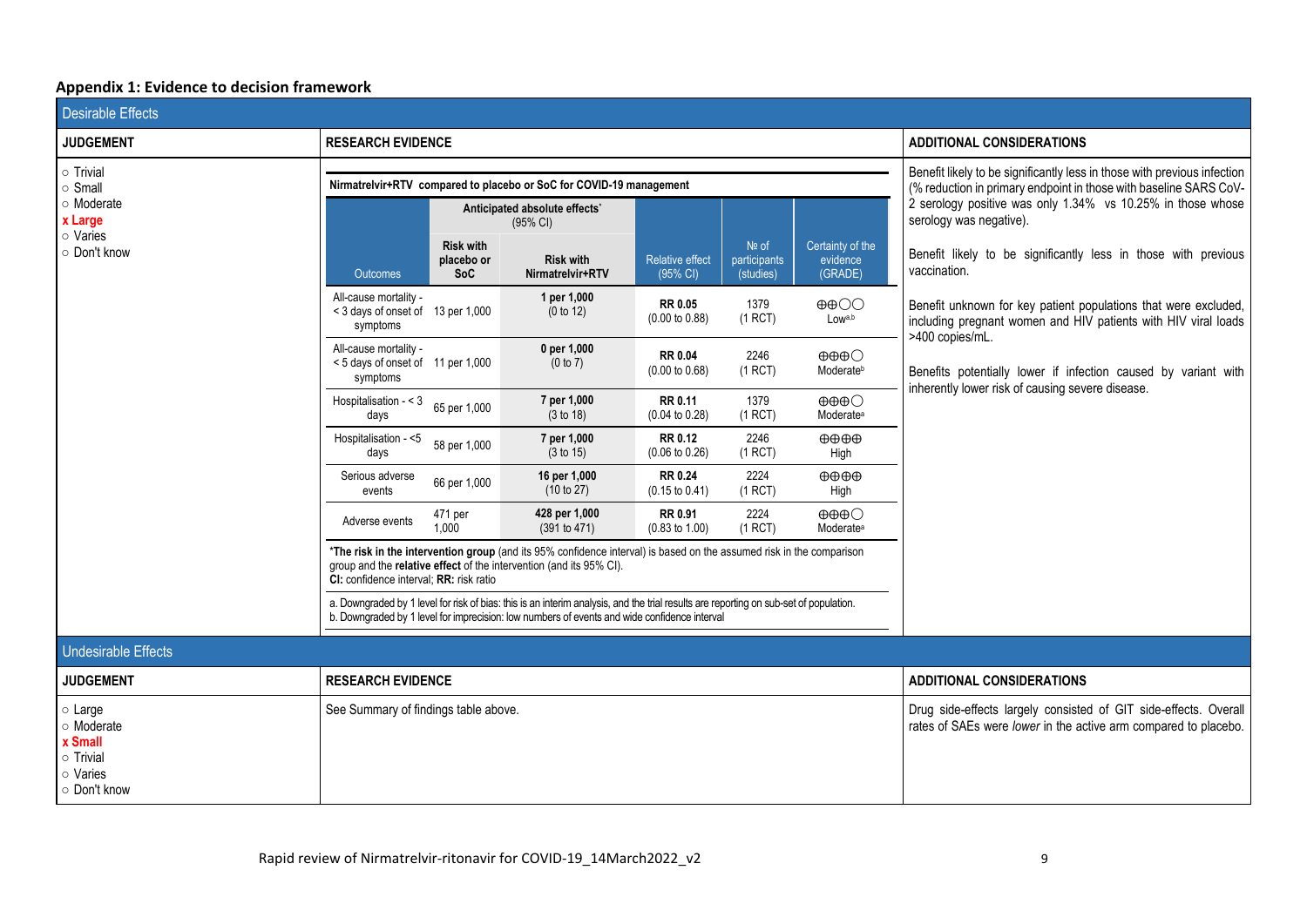## Appendix 1: Evidence to decision framework

### Desirable Effects

**JUDGEMENT**

- ○ Trivial
- ○ Small
- ○ Moderate
- **x Large**
- ○ Varies
- ○ Don't know

**RESEARCH EVIDENCE**

**Nirmatrelvir+RTV compared to placebo or SoC for COVID-19 management**

| Outcomes | Anticipated absolute effects* (95% CI) | | Relative effect (95% CI) | № of participants (studies) | Certainty of the evidence (GRADE) |
|---|---|---|---|---|---|
| | **Risk with placebo or SoC** | **Risk with Nirmatrelvir+RTV** | | | |
| All-cause mortality - < 3 days of onset of symptoms | 13 per 1,000 | **1 per 1,000** (0 to 12) | **RR 0.05** (0.00 to 0.88) | 1379 (1 RCT) | ⊕⊕◯◯ Low[a,b] |
| All-cause mortality - < 5 days of onset of symptoms | 11 per 1,000 | **0 per 1,000** (0 to 7) | **RR 0.04** (0.00 to 0.68) | 2246 (1 RCT) | ⊕⊕⊕◯ Moderate[b] |
| Hospitalisation - < 3 days | 65 per 1,000 | **7 per 1,000** (3 to 18) | **RR 0.11** (0.04 to 0.28) | 1379 (1 RCT) | ⊕⊕⊕◯ Moderate[a] |
| Hospitalisation - <5 days | 58 per 1,000 | **7 per 1,000** (3 to 15) | **RR 0.12** (0.06 to 0.26) | 2246 (1 RCT) | ⊕⊕⊕⊕ High |
| Serious adverse events | 66 per 1,000 | **16 per 1,000** (10 to 27) | **RR 0.24** (0.15 to 0.41) | 2224 (1 RCT) | ⊕⊕⊕⊕ High |
| Adverse events | 471 per 1,000 | **428 per 1,000** (391 to 471) | **RR 0.91** (0.83 to 1.00) | 2224 (1 RCT) | ⊕⊕⊕◯ Moderate[a] |

***The risk in the intervention group** (and its 95% confidence interval) is based on the assumed risk in the comparison group and the **relative effect** of the intervention (and its 95% CI).
**CI:** confidence interval; **RR:** risk ratio

a. Downgraded by 1 level for risk of bias: this is an interim analysis, and the trial results are reporting on sub-set of population.
b. Downgraded by 1 level for imprecision: low numbers of events and wide confidence interval

**ADDITIONAL CONSIDERATIONS**

Benefit likely to be significantly less in those with previous infection (% reduction in primary endpoint in those with baseline SARS CoV-2 serology positive was only 1.34% vs 10.25% in those whose serology was negative).

Benefit likely to be significantly less in those with previous vaccination.

Benefit unknown for key patient populations that were excluded, including pregnant women and HIV patients with HIV viral loads >400 copies/mL.

Benefits potentially lower if infection caused by variant with inherently lower risk of causing severe disease.

### Undesirable Effects

**JUDGEMENT**

- ○ Large
- ○ Moderate
- **x Small**
- ○ Trivial
- ○ Varies
- ○ Don't know

**RESEARCH EVIDENCE**

See Summary of findings table above.

**ADDITIONAL CONSIDERATIONS**

Drug side-effects largely consisted of GIT side-effects. Overall rates of SAEs were *lower* in the active arm compared to placebo.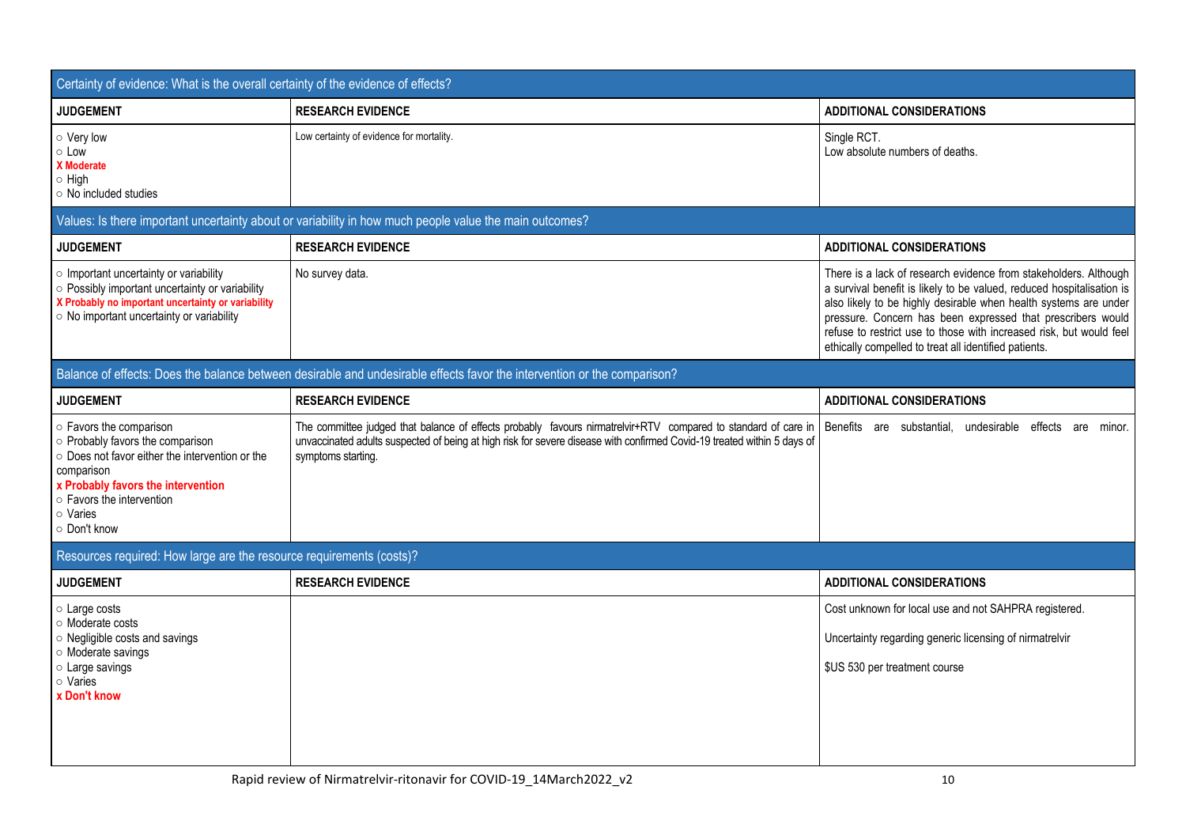| Certainty of evidence: What is the overall certainty of the evidence of effects? | | |
|---|---|---|
| **JUDGEMENT** | **RESEARCH EVIDENCE** | **ADDITIONAL CONSIDERATIONS** |
| ○ Very low<br>○ Low<br>**X Moderate**<br>○ High<br>○ No included studies | Low certainty of evidence for mortality. | Single RCT.<br>Low absolute numbers of deaths. |

| Values: Is there important uncertainty about or variability in how much people value the main outcomes? | | |
|---|---|---|
| **JUDGEMENT** | **RESEARCH EVIDENCE** | **ADDITIONAL CONSIDERATIONS** |
| ○ Important uncertainty or variability<br>○ Possibly important uncertainty or variability<br>**X Probably no important uncertainty or variability**<br>○ No important uncertainty or variability | No survey data. | There is a lack of research evidence from stakeholders. Although a survival benefit is likely to be valued, reduced hospitalisation is also likely to be highly desirable when health systems are under pressure. Concern has been expressed that prescribers would refuse to restrict use to those with increased risk, but would feel ethically compelled to treat all identified patients. |

| Balance of effects: Does the balance between desirable and undesirable effects favor the intervention or the comparison? | | |
|---|---|---|
| **JUDGEMENT** | **RESEARCH EVIDENCE** | **ADDITIONAL CONSIDERATIONS** |
| ○ Favors the comparison<br>○ Probably favors the comparison<br>○ Does not favor either the intervention or the comparison<br>**x Probably favors the intervention**<br>○ Favors the intervention<br>○ Varies<br>○ Don't know | The committee judged that balance of effects probably favours nirmatrelvir+RTV compared to standard of care in unvaccinated adults suspected of being at high risk for severe disease with confirmed Covid-19 treated within 5 days of symptoms starting. | Benefits are substantial, undesirable effects are minor. |

| Resources required: How large are the resource requirements (costs)? | | |
|---|---|---|
| **JUDGEMENT** | **RESEARCH EVIDENCE** | **ADDITIONAL CONSIDERATIONS** |
| ○ Large costs<br>○ Moderate costs<br>○ Negligible costs and savings<br>○ Moderate savings<br>○ Large savings<br>○ Varies<br>**x Don't know** | | Cost unknown for local use and not SAHPRA registered.<br><br>Uncertainty regarding generic licensing of nirmatrelvir<br><br>$US 530 per treatment course |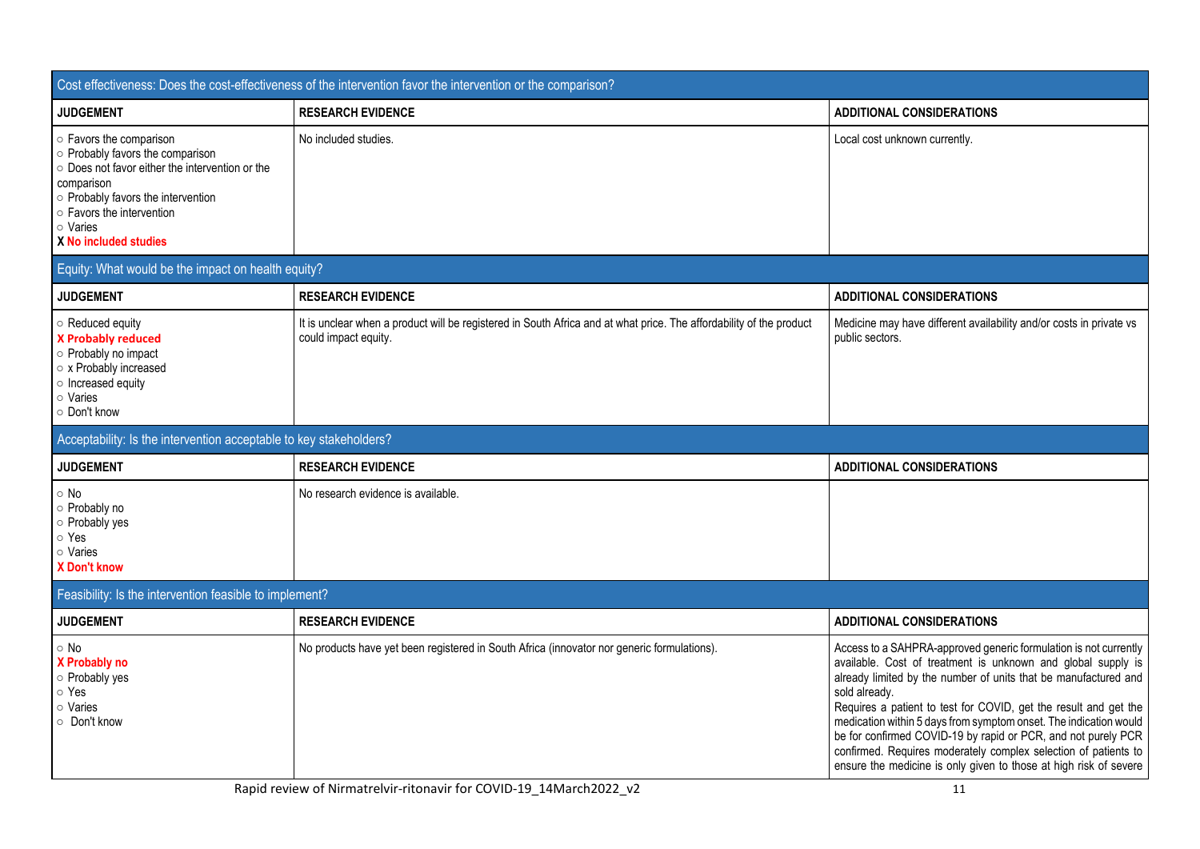| Cost effectiveness: Does the cost-effectiveness of the intervention favor the intervention or the comparison? | | |
|---|---|---|
| **JUDGEMENT** | **RESEARCH EVIDENCE** | **ADDITIONAL CONSIDERATIONS** |
| ○ Favors the comparison<br>○ Probably favors the comparison<br>○ Does not favor either the intervention or the comparison<br>○ Probably favors the intervention<br>○ Favors the intervention<br>○ Varies<br>**X No included studies** | No included studies. | Local cost unknown currently. |

| Equity: What would be the impact on health equity? | | |
|---|---|---|
| **JUDGEMENT** | **RESEARCH EVIDENCE** | **ADDITIONAL CONSIDERATIONS** |
| ○ Reduced equity<br>**X Probably reduced**<br>○ Probably no impact<br>○ x Probably increased<br>○ Increased equity<br>○ Varies<br>○ Don't know | It is unclear when a product will be registered in South Africa and at what price. The affordability of the product could impact equity. | Medicine may have different availability and/or costs in private vs public sectors. |

| Acceptability: Is the intervention acceptable to key stakeholders? | | |
|---|---|---|
| **JUDGEMENT** | **RESEARCH EVIDENCE** | **ADDITIONAL CONSIDERATIONS** |
| ○ No<br>○ Probably no<br>○ Probably yes<br>○ Yes<br>○ Varies<br>**X Don't know** | No research evidence is available. | |

| Feasibility: Is the intervention feasible to implement? | | |
|---|---|---|
| **JUDGEMENT** | **RESEARCH EVIDENCE** | **ADDITIONAL CONSIDERATIONS** |
| ○ No<br>**X Probably no**<br>○ Probably yes<br>○ Yes<br>○ Varies<br>○ Don't know | No products have yet been registered in South Africa (innovator nor generic formulations). | Access to a SAHPRA-approved generic formulation is not currently available. Cost of treatment is unknown and global supply is already limited by the number of units that be manufactured and sold already.<br>Requires a patient to test for COVID, get the result and get the medication within 5 days from symptom onset. The indication would be for confirmed COVID-19 by rapid or PCR, and not purely PCR confirmed. Requires moderately complex selection of patients to ensure the medicine is only given to those at high risk of severe |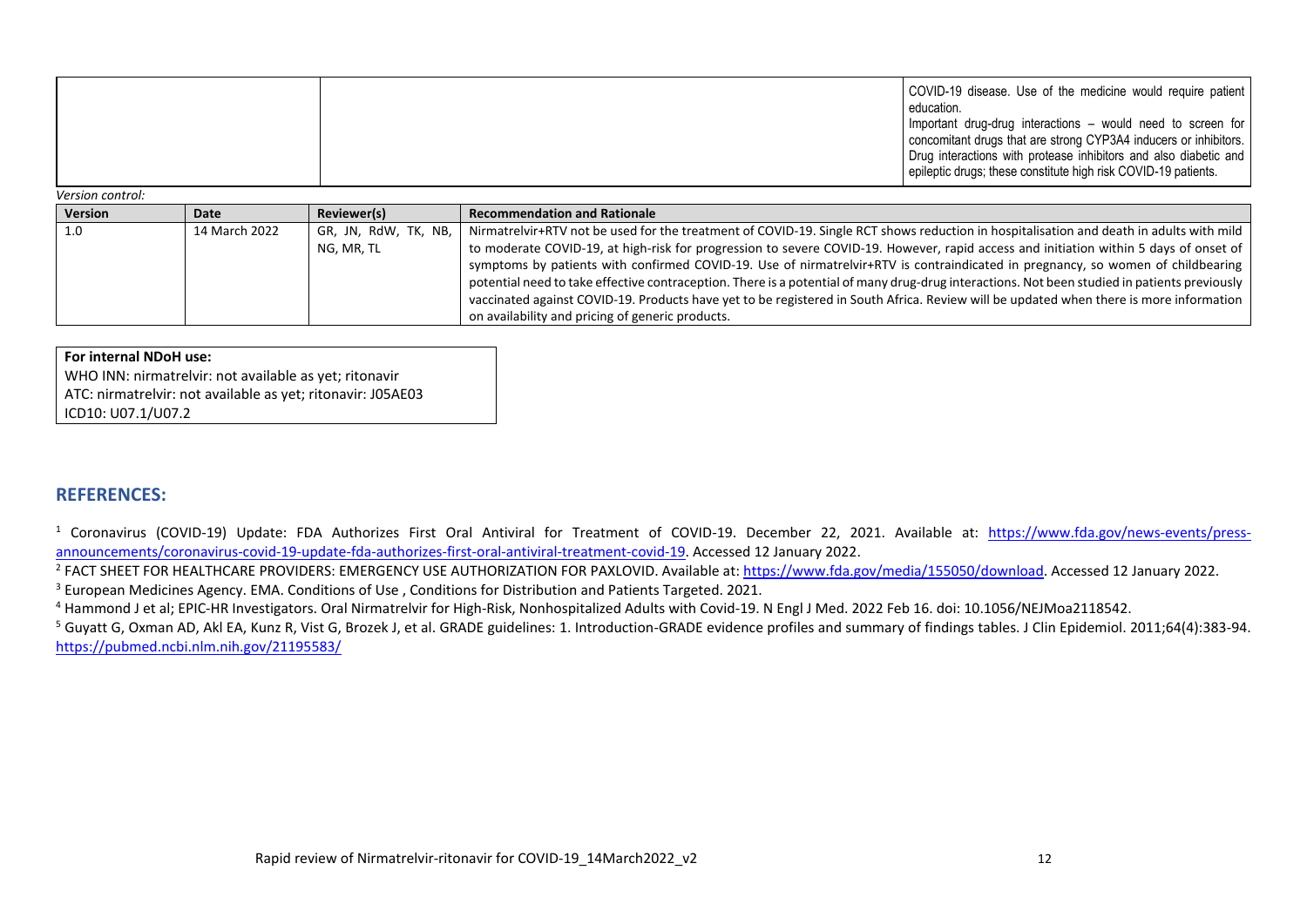| | | |
|---|---|---|
| | | COVID-19 disease. Use of the medicine would require patient education.<br>Important drug-drug interactions – would need to screen for concomitant drugs that are strong CYP3A4 inducers or inhibitors. Drug interactions with protease inhibitors and also diabetic and epileptic drugs; these constitute high risk COVID-19 patients. |

*Version control:*

| Version | Date | Reviewer(s) | Recommendation and Rationale |
|---|---|---|---|
| 1.0 | 14 March 2022 | GR, JN, RdW, TK, NB, NG, MR, TL | Nirmatrelvir+RTV not be used for the treatment of COVID-19. Single RCT shows reduction in hospitalisation and death in adults with mild to moderate COVID-19, at high-risk for progression to severe COVID-19. However, rapid access and initiation within 5 days of onset of symptoms by patients with confirmed COVID-19. Use of nirmatrelvir+RTV is contraindicated in pregnancy, so women of childbearing potential need to take effective contraception. There is a potential of many drug-drug interactions. Not been studied in patients previously vaccinated against COVID-19. Products have yet to be registered in South Africa. Review will be updated when there is more information on availability and pricing of generic products. |

| **For internal NDoH use:** |
|---|
| WHO INN: nirmatrelvir: not available as yet; ritonavir |
| ATC: nirmatrelvir: not available as yet; ritonavir: J05AE03 |
| ICD10: U07.1/U07.2 |

## REFERENCES:

[1] Coronavirus (COVID-19) Update: FDA Authorizes First Oral Antiviral for Treatment of COVID-19. December 22, 2021. Available at: https://www.fda.gov/news-events/press-announcements/coronavirus-covid-19-update-fda-authorizes-first-oral-antiviral-treatment-covid-19. Accessed 12 January 2022.

[2] FACT SHEET FOR HEALTHCARE PROVIDERS: EMERGENCY USE AUTHORIZATION FOR PAXLOVID. Available at: https://www.fda.gov/media/155050/download. Accessed 12 January 2022.

[3] European Medicines Agency. EMA. Conditions of Use , Conditions for Distribution and Patients Targeted. 2021.

[4] Hammond J et al; EPIC-HR Investigators. Oral Nirmatrelvir for High-Risk, Nonhospitalized Adults with Covid-19. N Engl J Med. 2022 Feb 16. doi: 10.1056/NEJMoa2118542.

[5] Guyatt G, Oxman AD, Akl EA, Kunz R, Vist G, Brozek J, et al. GRADE guidelines: 1. Introduction-GRADE evidence profiles and summary of findings tables. J Clin Epidemiol. 2011;64(4):383-94. https://pubmed.ncbi.nlm.nih.gov/21195583/